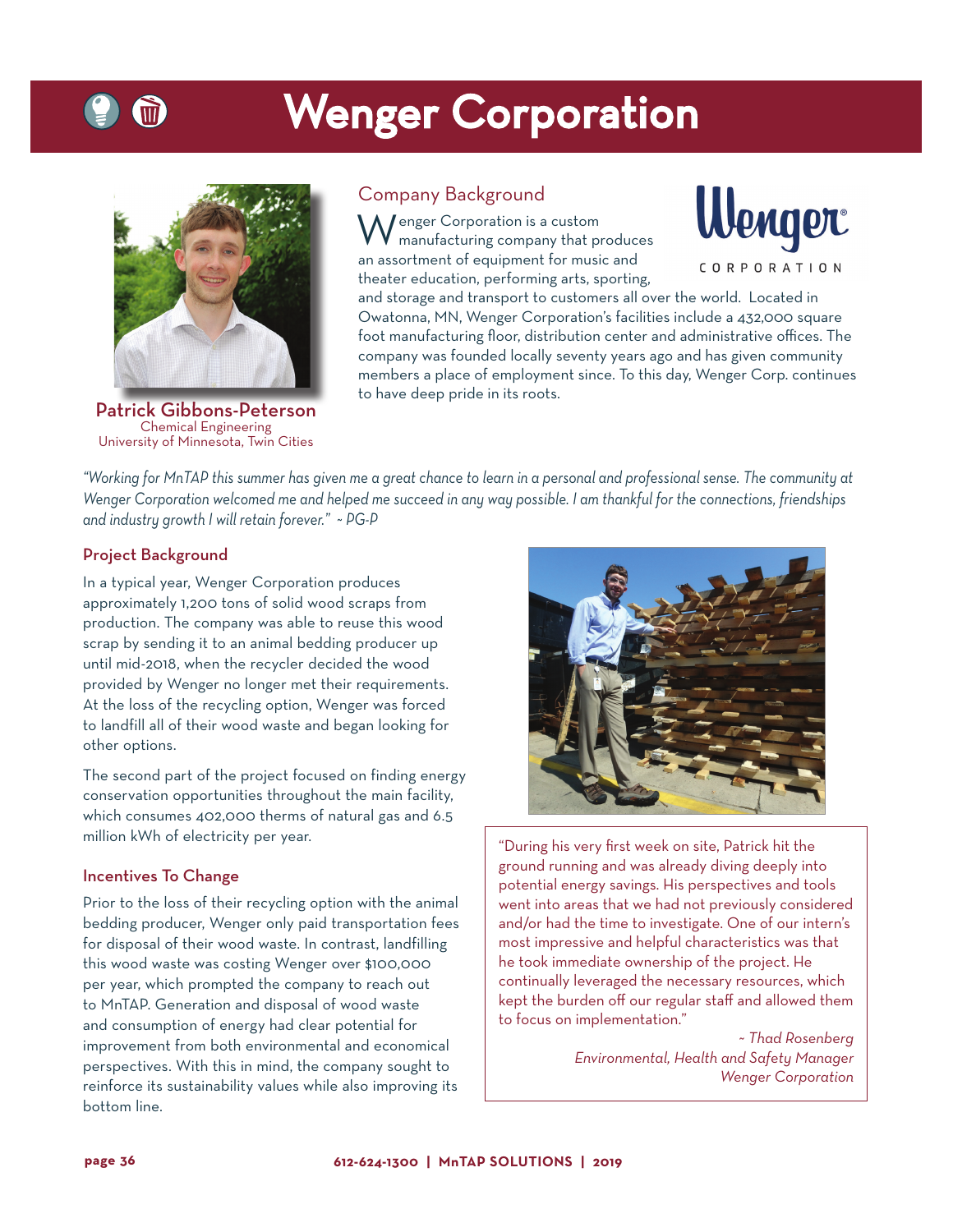# Wenger Corporation

**Patrick Gibbons-Peterson**
Chemical Engineering
University of Minnesota, Twin Cities

## Company Background

Wenger Corporation is a custom manufacturing company that produces an assortment of equipment for music and theater education, performing arts, sporting, and storage and transport to customers all over the world. Located in Owatonna, MN, Wenger Corporation's facilities include a 432,000 square foot manufacturing floor, distribution center and administrative offices. The company was founded locally seventy years ago and has given community members a place of employment since. To this day, Wenger Corp. continues to have deep pride in its roots.

*"Working for MnTAP this summer has given me a great chance to learn in a personal and professional sense. The community at Wenger Corporation welcomed me and helped me succeed in any way possible. I am thankful for the connections, friendships and industry growth I will retain forever." ~ PG-P*

## Project Background

In a typical year, Wenger Corporation produces approximately 1,200 tons of solid wood scraps from production. The company was able to reuse this wood scrap by sending it to an animal bedding producer up until mid-2018, when the recycler decided the wood provided by Wenger no longer met their requirements. At the loss of the recycling option, Wenger was forced to landfill all of their wood waste and began looking for other options.

The second part of the project focused on finding energy conservation opportunities throughout the main facility, which consumes 402,000 therms of natural gas and 6.5 million kWh of electricity per year.

## Incentives To Change

Prior to the loss of their recycling option with the animal bedding producer, Wenger only paid transportation fees for disposal of their wood waste. In contrast, landfilling this wood waste was costing Wenger over $100,000 per year, which prompted the company to reach out to MnTAP. Generation and disposal of wood waste and consumption of energy had clear potential for improvement from both environmental and economical perspectives. With this in mind, the company sought to reinforce its sustainability values while also improving its bottom line.

"During his very first week on site, Patrick hit the ground running and was already diving deeply into potential energy savings. His perspectives and tools went into areas that we had not previously considered and/or had the time to investigate. One of our intern's most impressive and helpful characteristics was that he took immediate ownership of the project. He continually leveraged the necessary resources, which kept the burden off our regular staff and allowed them to focus on implementation."

*~ Thad Rosenberg*
*Environmental, Health and Safety Manager*
*Wenger Corporation*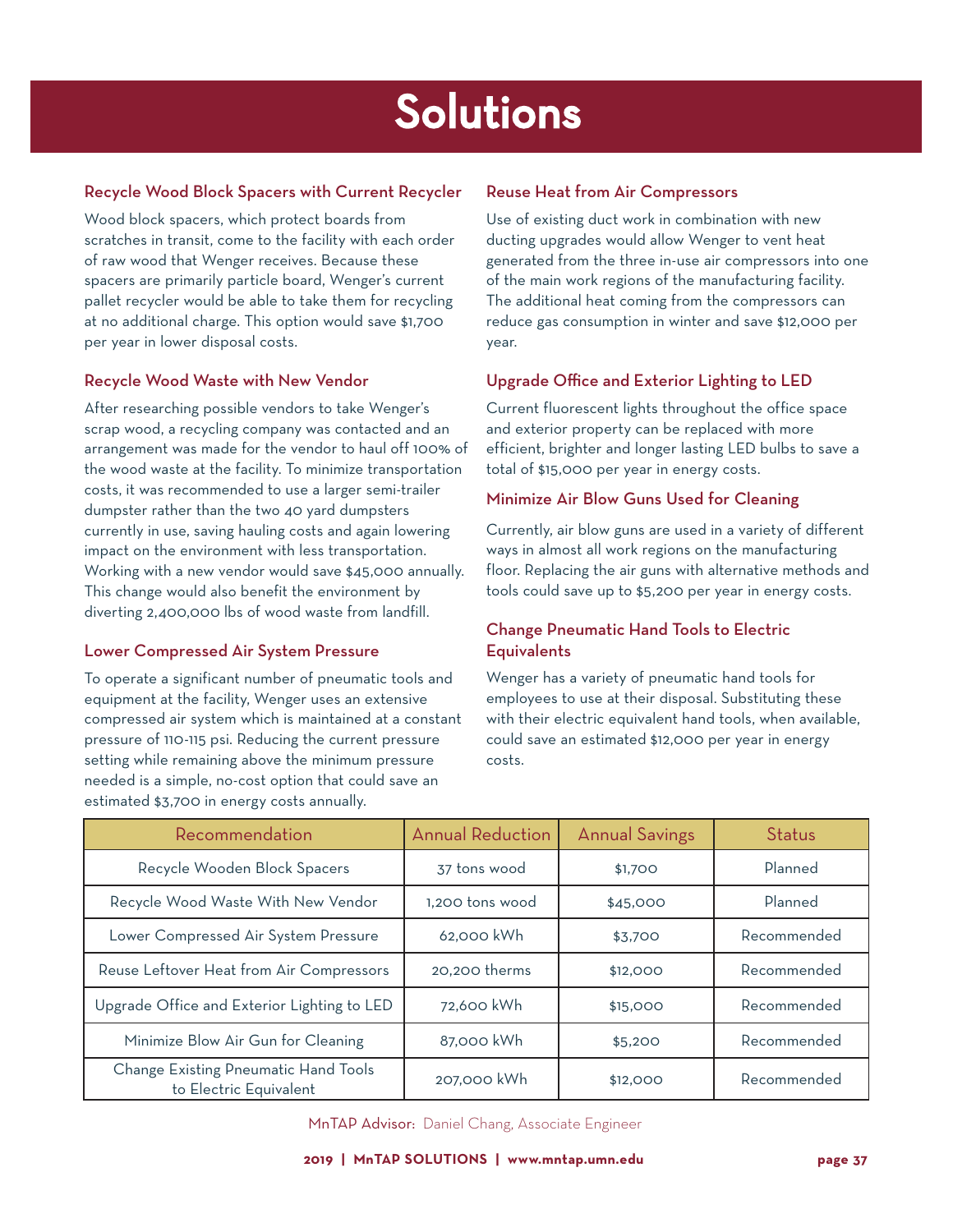# Solutions

### Recycle Wood Block Spacers with Current Recycler

Wood block spacers, which protect boards from scratches in transit, come to the facility with each order of raw wood that Wenger receives. Because these spacers are primarily particle board, Wenger's current pallet recycler would be able to take them for recycling at no additional charge. This option would save $1,700 per year in lower disposal costs.

### Recycle Wood Waste with New Vendor

After researching possible vendors to take Wenger's scrap wood, a recycling company was contacted and an arrangement was made for the vendor to haul off 100% of the wood waste at the facility. To minimize transportation costs, it was recommended to use a larger semi-trailer dumpster rather than the two 40 yard dumpsters currently in use, saving hauling costs and again lowering impact on the environment with less transportation. Working with a new vendor would save $45,000 annually. This change would also benefit the environment by diverting 2,400,000 lbs of wood waste from landfill.

### Lower Compressed Air System Pressure

To operate a significant number of pneumatic tools and equipment at the facility, Wenger uses an extensive compressed air system which is maintained at a constant pressure of 110-115 psi. Reducing the current pressure setting while remaining above the minimum pressure needed is a simple, no-cost option that could save an estimated $3,700 in energy costs annually.

### Reuse Heat from Air Compressors

Use of existing duct work in combination with new ducting upgrades would allow Wenger to vent heat generated from the three in-use air compressors into one of the main work regions of the manufacturing facility. The additional heat coming from the compressors can reduce gas consumption in winter and save $12,000 per year.

### Upgrade Office and Exterior Lighting to LED

Current fluorescent lights throughout the office space and exterior property can be replaced with more efficient, brighter and longer lasting LED bulbs to save a total of $15,000 per year in energy costs.

### Minimize Air Blow Guns Used for Cleaning

Currently, air blow guns are used in a variety of different ways in almost all work regions on the manufacturing floor. Replacing the air guns with alternative methods and tools could save up to $5,200 per year in energy costs.

### Change Pneumatic Hand Tools to Electric Equivalents

Wenger has a variety of pneumatic hand tools for employees to use at their disposal. Substituting these with their electric equivalent hand tools, when available, could save an estimated $12,000 per year in energy costs.

| Recommendation | Annual Reduction | Annual Savings | Status |
|---|---|---|---|
| Recycle Wooden Block Spacers | 37 tons wood | $1,700 | Planned |
| Recycle Wood Waste With New Vendor | 1,200 tons wood | $45,000 | Planned |
| Lower Compressed Air System Pressure | 62,000 kWh | $3,700 | Recommended |
| Reuse Leftover Heat from Air Compressors | 20,200 therms | $12,000 | Recommended |
| Upgrade Office and Exterior Lighting to LED | 72,600 kWh | $15,000 | Recommended |
| Minimize Blow Air Gun for Cleaning | 87,000 kWh | $5,200 | Recommended |
| Change Existing Pneumatic Hand Tools to Electric Equivalent | 207,000 kWh | $12,000 | Recommended |

MnTAP Advisor: Daniel Chang, Associate Engineer